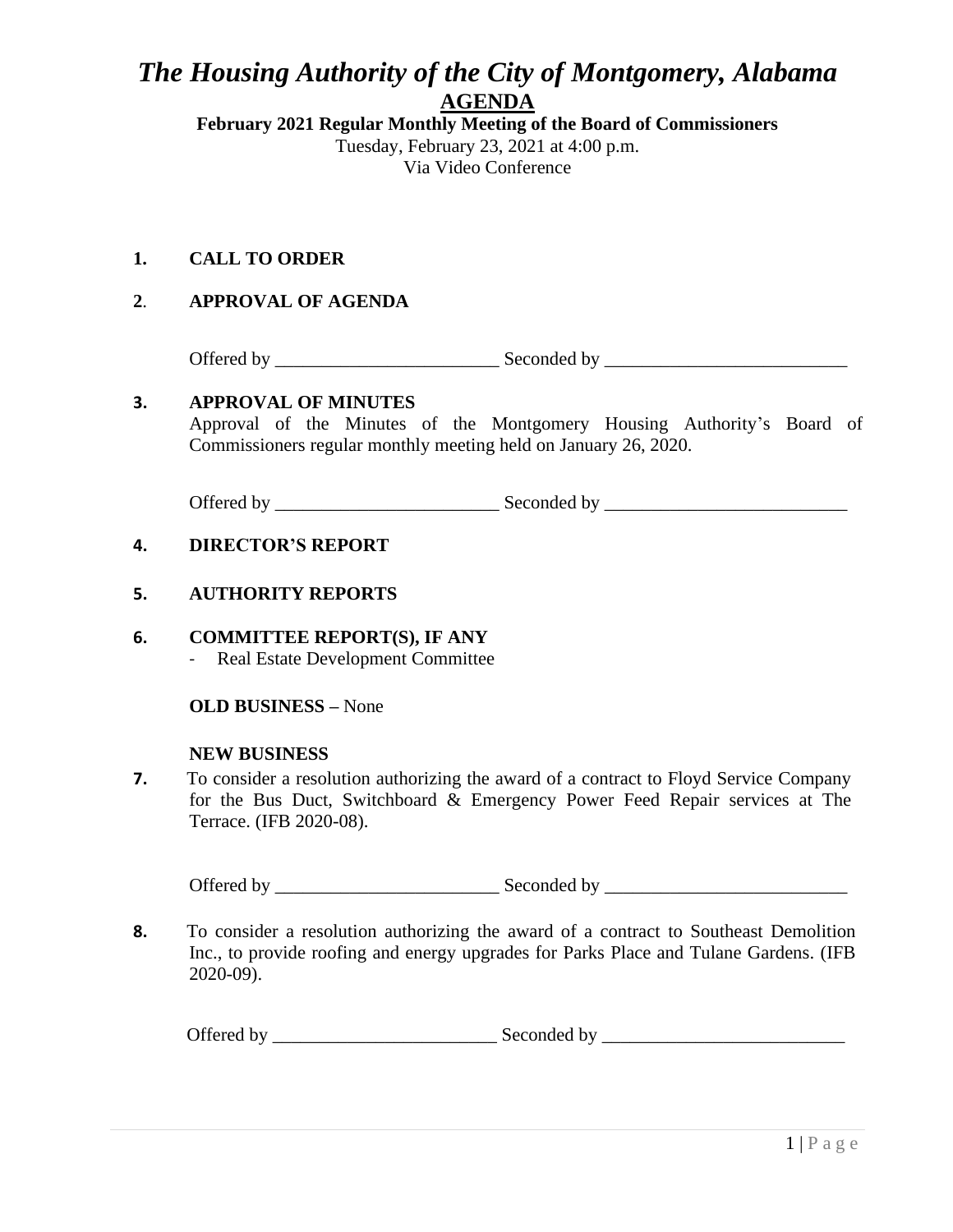# *The Housing Authority of the City of Montgomery, Alabama*

## AGENDA

**February 2021 Regular Monthly Meeting of the Board of Commissioners**

Tuesday, February 23, 2021 at 4:00 p.m.

Via Video Conference

**1. CALL TO ORDER**

**2. APPROVAL OF AGENDA**

Offered by ________________________ Seconded by __________________________

**3. APPROVAL OF MINUTES**

Approval of the Minutes of the Montgomery Housing Authority's Board of Commissioners regular monthly meeting held on January 26, 2020.

Offered by ________________________ Seconded by __________________________

**4. DIRECTOR'S REPORT**

**5. AUTHORITY REPORTS**

**6. COMMITTEE REPORT(S), IF ANY**

- Real Estate Development Committee

**OLD BUSINESS –** None

**NEW BUSINESS**

**7.** To consider a resolution authorizing the award of a contract to Floyd Service Company for the Bus Duct, Switchboard & Emergency Power Feed Repair services at The Terrace. (IFB 2020-08).

Offered by ________________________ Seconded by __________________________

**8.** To consider a resolution authorizing the award of a contract to Southeast Demolition Inc., to provide roofing and energy upgrades for Parks Place and Tulane Gardens. (IFB 2020-09).

Offered by ________________________ Seconded by __________________________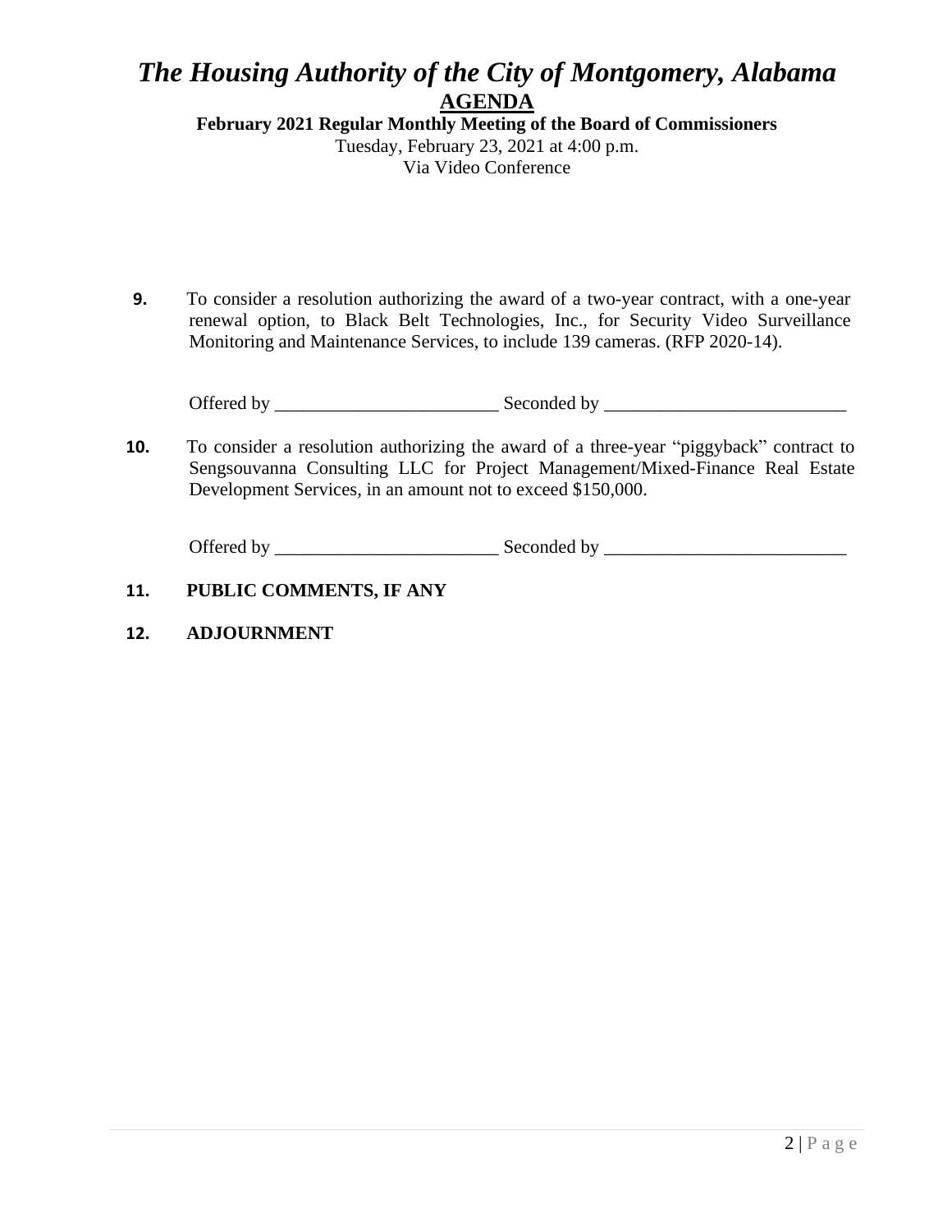# *The Housing Authority of the City of Montgomery, Alabama*

## AGENDA

**February 2021 Regular Monthly Meeting of the Board of Commissioners**

Tuesday, February 23, 2021 at 4:00 p.m.

Via Video Conference

**9.** To consider a resolution authorizing the award of a two-year contract, with a one-year renewal option, to Black Belt Technologies, Inc., for Security Video Surveillance Monitoring and Maintenance Services, to include 139 cameras. (RFP 2020-14).

Offered by ________________________ Seconded by __________________________

**10.** To consider a resolution authorizing the award of a three-year "piggyback" contract to Sengsouvanna Consulting LLC for Project Management/Mixed-Finance Real Estate Development Services, in an amount not to exceed $150,000.

Offered by ________________________ Seconded by __________________________

**11. PUBLIC COMMENTS, IF ANY**

**12. ADJOURNMENT**